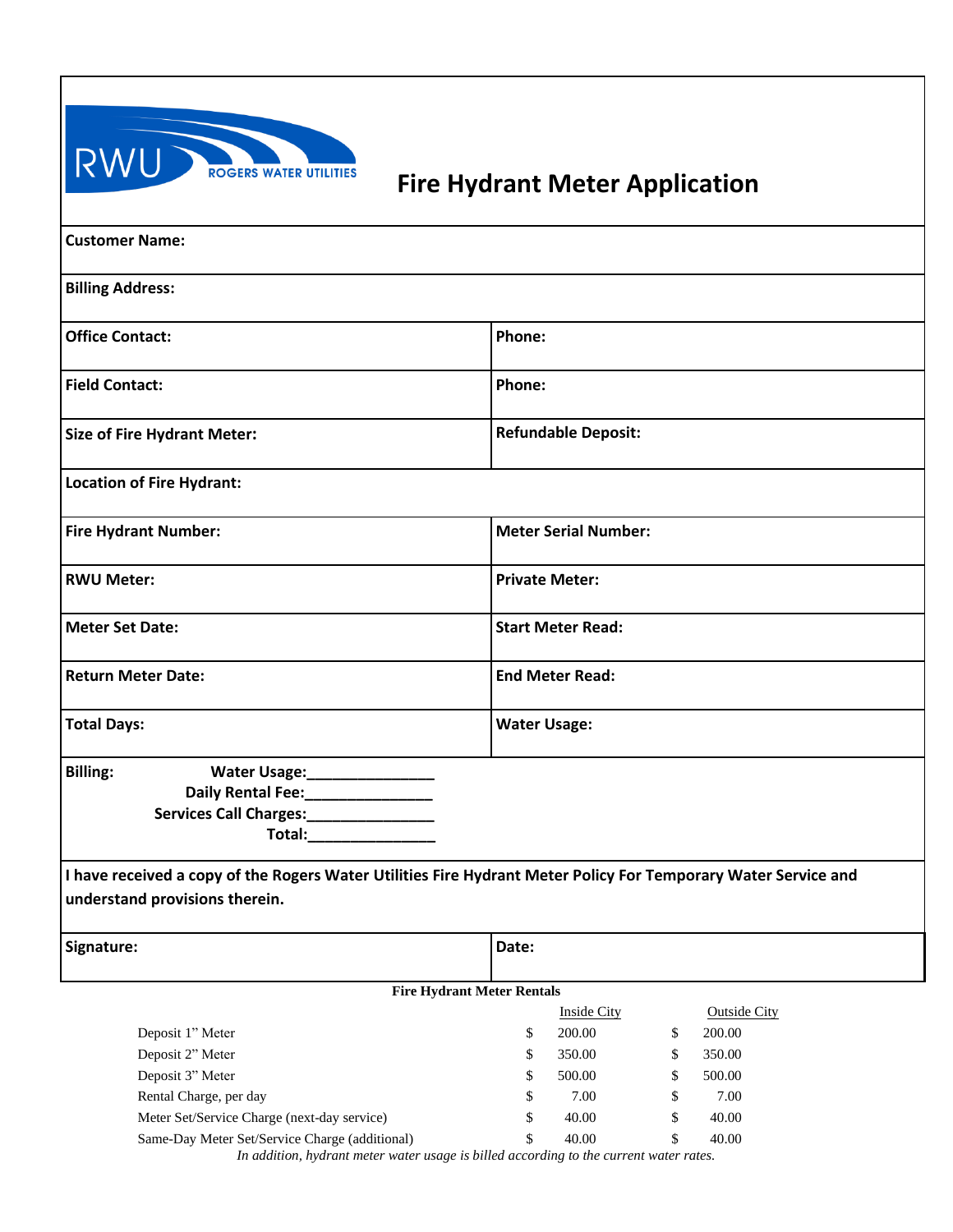RWU ROGERS WATER UTILITIES

# Fire Hydrant Meter Application

| | |
|---|---|
| **Customer Name:** | |
| **Billing Address:** | |
| **Office Contact:** | **Phone:** |
| **Field Contact:** | **Phone:** |
| **Size of Fire Hydrant Meter:** | **Refundable Deposit:** |
| **Location of Fire Hydrant:** | |
| **Fire Hydrant Number:** | **Meter Serial Number:** |
| **RWU Meter:** | **Private Meter:** |
| **Meter Set Date:** | **Start Meter Read:** |
| **Return Meter Date:** | **End Meter Read:** |
| **Total Days:** | **Water Usage:** |

**Billing:**

**Water Usage:**_______________

**Daily Rental Fee:**_______________

**Services Call Charges:**_______________

**Total:**_______________

**I have received a copy of the Rogers Water Utilities Fire Hydrant Meter Policy For Temporary Water Service and understand provisions therein.**

| | |
|---|---|
| **Signature:** | **Date:** |

**Fire Hydrant Meter Rentals**

| | Inside City | Outside City |
|---|---|---|
| Deposit 1" Meter | $ 200.00 | $ 200.00 |
| Deposit 2" Meter | $ 350.00 | $ 350.00 |
| Deposit 3" Meter | $ 500.00 | $ 500.00 |
| Rental Charge, per day | $ 7.00 | $ 7.00 |
| Meter Set/Service Charge (next-day service) | $ 40.00 | $ 40.00 |
| Same-Day Meter Set/Service Charge (additional) | $ 40.00 | $ 40.00 |

*In addition, hydrant meter water usage is billed according to the current water rates.*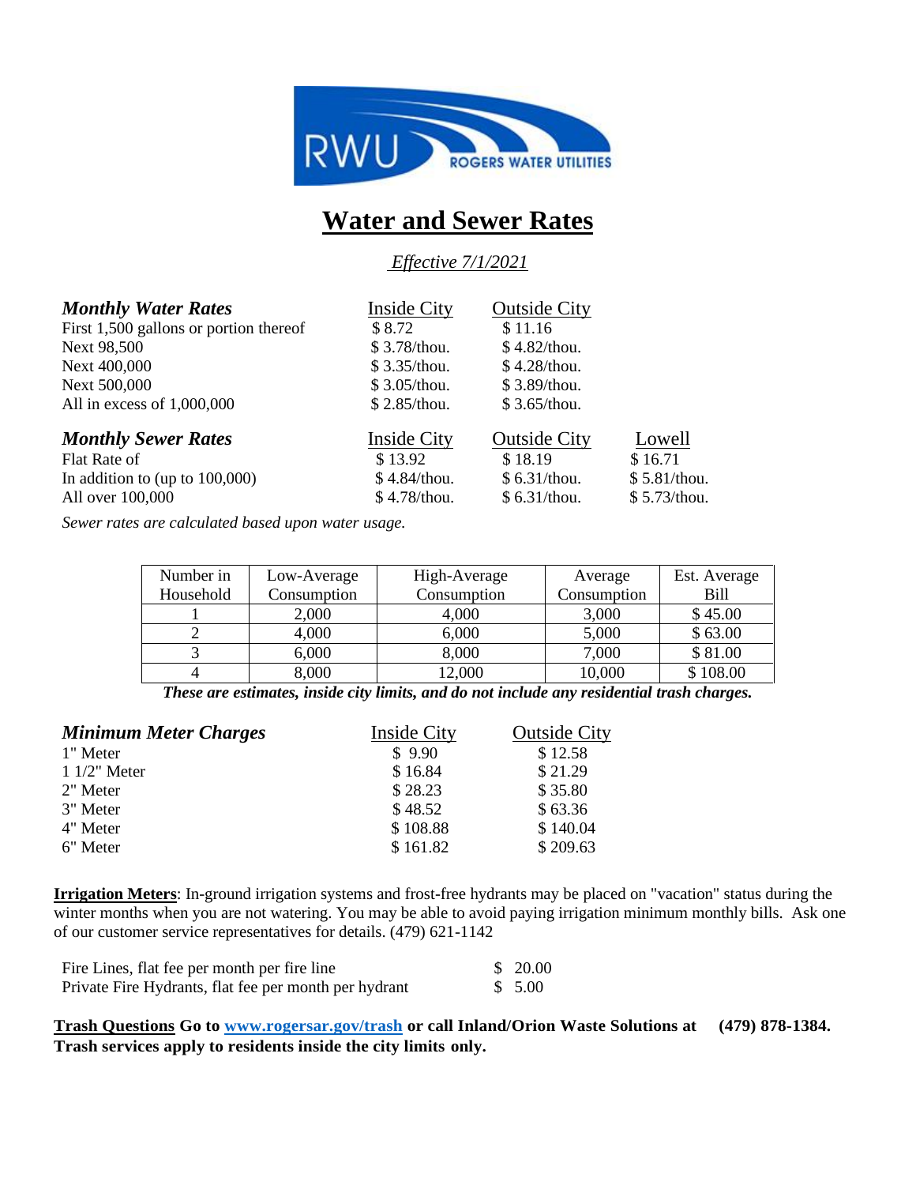RWU ROGERS WATER UTILITIES

# Water and Sewer Rates

*Effective 7/1/2021*

| ***Monthly Water Rates*** | Inside City | Outside City |
|---|---|---|
| First 1,500 gallons or portion thereof | $ 8.72 | $ 11.16 |
| Next 98,500 | $ 3.78/thou. | $ 4.82/thou. |
| Next 400,000 | $ 3.35/thou. | $ 4.28/thou. |
| Next 500,000 | $ 3.05/thou. | $ 3.89/thou. |
| All in excess of 1,000,000 | $ 2.85/thou. | $ 3.65/thou. |

| ***Monthly Sewer Rates*** | Inside City | Outside City | Lowell |
|---|---|---|---|
| Flat Rate of | $ 13.92 | $ 18.19 | $ 16.71 |
| In addition to (up to 100,000) | $ 4.84/thou. | $ 6.31/thou. | $ 5.81/thou. |
| All over 100,000 | $ 4.78/thou. | $ 6.31/thou. | $ 5.73/thou. |

*Sewer rates are calculated based upon water usage.*

| Number in Household | Low-Average Consumption | High-Average Consumption | Average Consumption | Est. Average Bill |
|---|---|---|---|---|
| 1 | 2,000 | 4,000 | 3,000 | $ 45.00 |
| 2 | 4,000 | 6,000 | 5,000 | $ 63.00 |
| 3 | 6,000 | 8,000 | 7,000 | $ 81.00 |
| 4 | 8,000 | 12,000 | 10,000 | $ 108.00 |

***These are estimates, inside city limits, and do not include any residential trash charges.***

| ***Minimum Meter Charges*** | Inside City | Outside City |
|---|---|---|
| 1" Meter | $ 9.90 | $ 12.58 |
| 1 1/2" Meter | $ 16.84 | $ 21.29 |
| 2" Meter | $ 28.23 | $ 35.80 |
| 3" Meter | $ 48.52 | $ 63.36 |
| 4" Meter | $ 108.88 | $ 140.04 |
| 6" Meter | $ 161.82 | $ 209.63 |

**Irrigation Meters**: In-ground irrigation systems and frost-free hydrants may be placed on "vacation" status during the winter months when you are not watering. You may be able to avoid paying irrigation minimum monthly bills. Ask one of our customer service representatives for details. (479) 621-1142

| | |
|---|---|
| Fire Lines, flat fee per month per fire line | $ 20.00 |
| Private Fire Hydrants, flat fee per month per hydrant | $ 5.00 |

**Trash Questions Go to www.rogersar.gov/trash or call Inland/Orion Waste Solutions at (479) 878-1384. Trash services apply to residents inside the city limits only.**